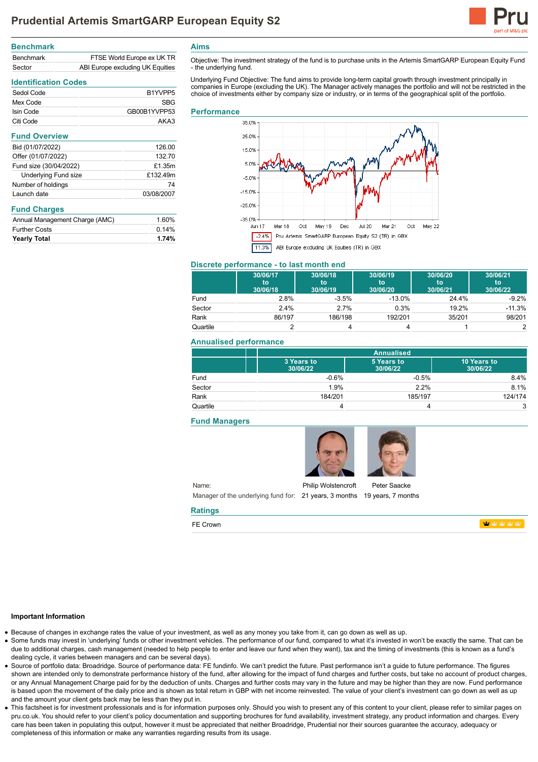# Prudential Artemis SmartGARP European Equity S2

## Benchmark

| | |
|---|---|
| Benchmark | FTSE World Europe ex UK TR |
| Sector | ABI Europe excluding UK Equities |

## Identification Codes

| | |
|---|---|
| Sedol Code | B1YVPP5 |
| Mex Code | SBG |
| Isin Code | GB00B1YVPP53 |
| Citi Code | AKA3 |

## Fund Overview

| | |
|---|---|
| Bid (01/07/2022) | 126.00 |
| Offer (01/07/2022) | 132.70 |
| Fund size (30/04/2022) | £1.35m |
| Underlying Fund size | £132.49m |
| Number of holdings | 74 |
| Launch date | 03/08/2007 |

## Fund Charges

| | |
|---|---|
| Annual Management Charge (AMC) | 1.60% |
| Further Costs | 0.14% |
| **Yearly Total** | **1.74%** |

## Aims

Objective: The investment strategy of the fund is to purchase units in the Artemis SmartGARP European Equity Fund - the underlying fund.

Underlying Fund Objective: The fund aims to provide long-term capital growth through investment principally in companies in Europe (excluding the UK). The Manager actively manages the portfolio and will not be restricted in the choice of investments either by company size or industry, or in terms of the geographical split of the portfolio.

## Performance

-2.4% Pru Artemis SmartGARP European Equity S2 (TR) in GBX

11.3% ABI Europe excluding UK Equities (TR) in GBX

## Discrete performance - to last month end

| | 30/06/17 to 30/06/18 | 30/06/18 to 30/06/19 | 30/06/19 to 30/06/20 | 30/06/20 to 30/06/21 | 30/06/21 to 30/06/22 |
|---|---|---|---|---|---|
| Fund | 2.8% | -3.5% | -13.0% | 24.4% | -9.2% |
| Sector | 2.4% | 2.7% | 0.3% | 19.2% | -11.3% |
| Rank | 86/197 | 186/198 | 192/201 | 35/201 | 98/201 |
| Quartile | 2 | 4 | 4 | 1 | 2 |

## Annualised performance

| | Annualised | | |
|---|---|---|---|
| | 3 Years to 30/06/22 | 5 Years to 30/06/22 | 10 Years to 30/06/22 |
| Fund | -0.6% | -0.5% | 8.4% |
| Sector | 1.9% | 2.2% | 8.1% |
| Rank | 184/201 | 185/197 | 124/174 |
| Quartile | 4 | 4 | 3 |

## Fund Managers

| | | |
|---|---|---|
| Name: | Philip Wolstencroft | Peter Saacke |
| Manager of the underlying fund for: | 21 years, 3 months | 19 years, 7 months |

## Ratings

FE Crown

### Important Information

- Because of changes in exchange rates the value of your investment, as well as any money you take from it, can go down as well as up.
- Some funds may invest in 'underlying' funds or other investment vehicles. The performance of our fund, compared to what it's invested in won't be exactly the same. That can be due to additional charges, cash management (needed to help people to enter and leave our fund when they want), tax and the timing of investments (this is known as a fund's dealing cycle, it varies between managers and can be several days).
- Source of portfolio data: Broadridge. Source of performance data: FE fundinfo. We can't predict the future. Past performance isn't a guide to future performance. The figures shown are intended only to demonstrate performance history of the fund, after allowing for the impact of fund charges and further costs, but take no account of product charges, or any Annual Management Charge paid for by the deduction of units. Charges and further costs may vary in the future and may be higher than they are now. Fund performance is based upon the movement of the daily price and is shown as total return in GBP with net income reinvested. The value of your client's investment can go down as well as up and the amount your client gets back may be less than they put in.
- This factsheet is for investment professionals and is for information purposes only. Should you wish to present any of this content to your client, please refer to similar pages on pru.co.uk. You should refer to your client's policy documentation and supporting brochures for fund availability, investment strategy, any product information and charges. Every care has been taken in populating this output, however it must be appreciated that neither Broadridge, Prudential nor their sources guarantee the accuracy, adequacy or completeness of this information or make any warranties regarding results from its usage.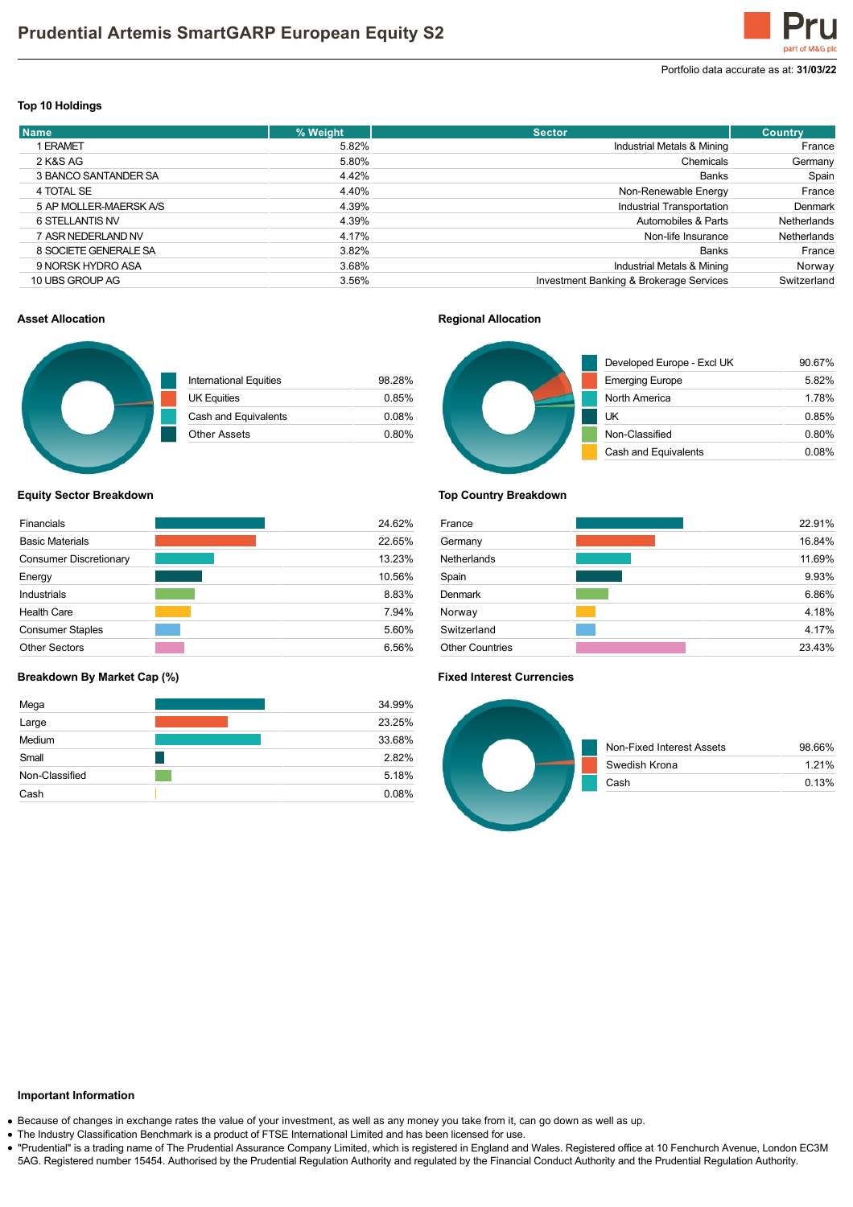# Prudential Artemis SmartGARP European Equity S2

Portfolio data accurate as at: **31/03/22**

## Top 10 Holdings

| Name | % Weight | Sector | Country |
|---|---|---|---|
| 1 ERAMET | 5.82% | Industrial Metals & Mining | France |
| 2 K&S AG | 5.80% | Chemicals | Germany |
| 3 BANCO SANTANDER SA | 4.42% | Banks | Spain |
| 4 TOTAL SE | 4.40% | Non-Renewable Energy | France |
| 5 AP MOLLER-MAERSK A/S | 4.39% | Industrial Transportation | Denmark |
| 6 STELLANTIS NV | 4.39% | Automobiles & Parts | Netherlands |
| 7 ASR NEDERLAND NV | 4.17% | Non-life Insurance | Netherlands |
| 8 SOCIETE GENERALE SA | 3.82% | Banks | France |
| 9 NORSK HYDRO ASA | 3.68% | Industrial Metals & Mining | Norway |
| 10 UBS GROUP AG | 3.56% | Investment Banking & Brokerage Services | Switzerland |

## Asset Allocation

International Equities 98.28%
UK Equities 0.85%
Cash and Equivalents 0.08%
Other Assets 0.80%

## Regional Allocation

Developed Europe - Excl UK 90.67%
Emerging Europe 5.82%
North America 1.78%
UK 0.85%
Non-Classified 0.80%
Cash and Equivalents 0.08%

## Equity Sector Breakdown

Financials 24.62%
Basic Materials 22.65%
Consumer Discretionary 13.23%
Energy 10.56%
Industrials 8.83%
Health Care 7.94%
Consumer Staples 5.60%
Other Sectors 6.56%

## Top Country Breakdown

France 22.91%
Germany 16.84%
Netherlands 11.69%
Spain 9.93%
Denmark 6.86%
Norway 4.18%
Switzerland 4.17%
Other Countries 23.43%

## Breakdown By Market Cap (%)

Mega 34.99%
Large 23.25%
Medium 33.68%
Small 2.82%
Non-Classified 5.18%
Cash 0.08%

## Fixed Interest Currencies

Non-Fixed Interest Assets 98.66%
Swedish Krona 1.21%
Cash 0.13%

## Important Information

- Because of changes in exchange rates the value of your investment, as well as any money you take from it, can go down as well as up.
- The Industry Classification Benchmark is a product of FTSE International Limited and has been licensed for use.
- "Prudential" is a trading name of The Prudential Assurance Company Limited, which is registered in England and Wales. Registered office at 10 Fenchurch Avenue, London EC3M 5AG. Registered number 15454. Authorised by the Prudential Regulation Authority and regulated by the Financial Conduct Authority and the Prudential Regulation Authority.